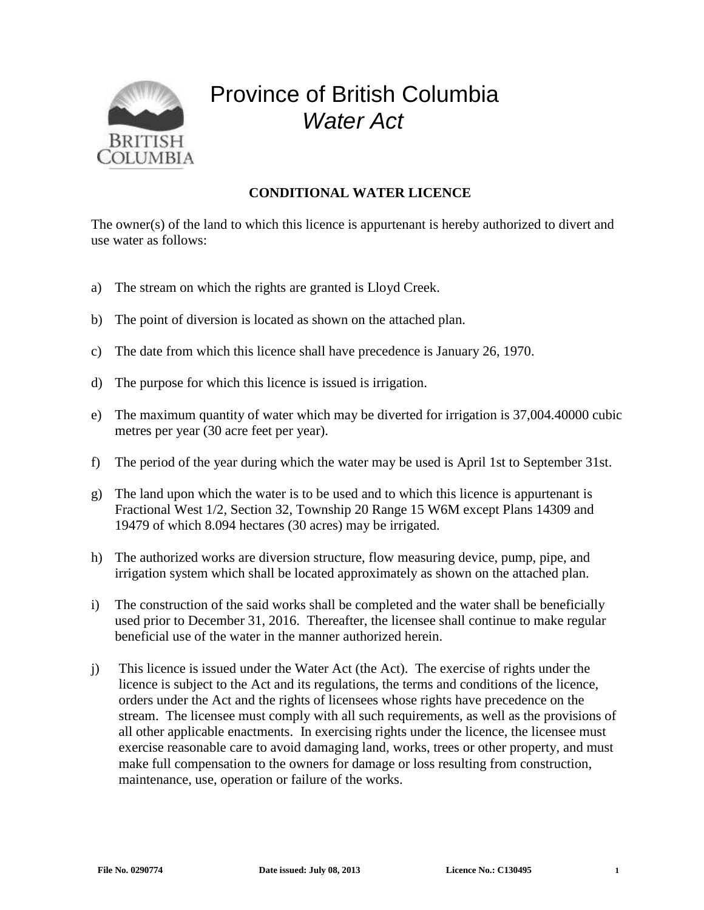# Province of British Columbia
## *Water Act*

**CONDITIONAL WATER LICENCE**

The owner(s) of the land to which this licence is appurtenant is hereby authorized to divert and use water as follows:

a) The stream on which the rights are granted is Lloyd Creek.

b) The point of diversion is located as shown on the attached plan.

c) The date from which this licence shall have precedence is January 26, 1970.

d) The purpose for which this licence is issued is irrigation.

e) The maximum quantity of water which may be diverted for irrigation is 37,004.40000 cubic metres per year (30 acre feet per year).

f) The period of the year during which the water may be used is April 1st to September 31st.

g) The land upon which the water is to be used and to which this licence is appurtenant is Fractional West 1/2, Section 32, Township 20 Range 15 W6M except Plans 14309 and 19479 of which 8.094 hectares (30 acres) may be irrigated.

h) The authorized works are diversion structure, flow measuring device, pump, pipe, and irrigation system which shall be located approximately as shown on the attached plan.

i) The construction of the said works shall be completed and the water shall be beneficially used prior to December 31, 2016. Thereafter, the licensee shall continue to make regular beneficial use of the water in the manner authorized herein.

j) This licence is issued under the Water Act (the Act). The exercise of rights under the licence is subject to the Act and its regulations, the terms and conditions of the licence, orders under the Act and the rights of licensees whose rights have precedence on the stream. The licensee must comply with all such requirements, as well as the provisions of all other applicable enactments. In exercising rights under the licence, the licensee must exercise reasonable care to avoid damaging land, works, trees or other property, and must make full compensation to the owners for damage or loss resulting from construction, maintenance, use, operation or failure of the works.

**File No. 0290774** **Date issued: July 08, 2013** **Licence No.: C130495**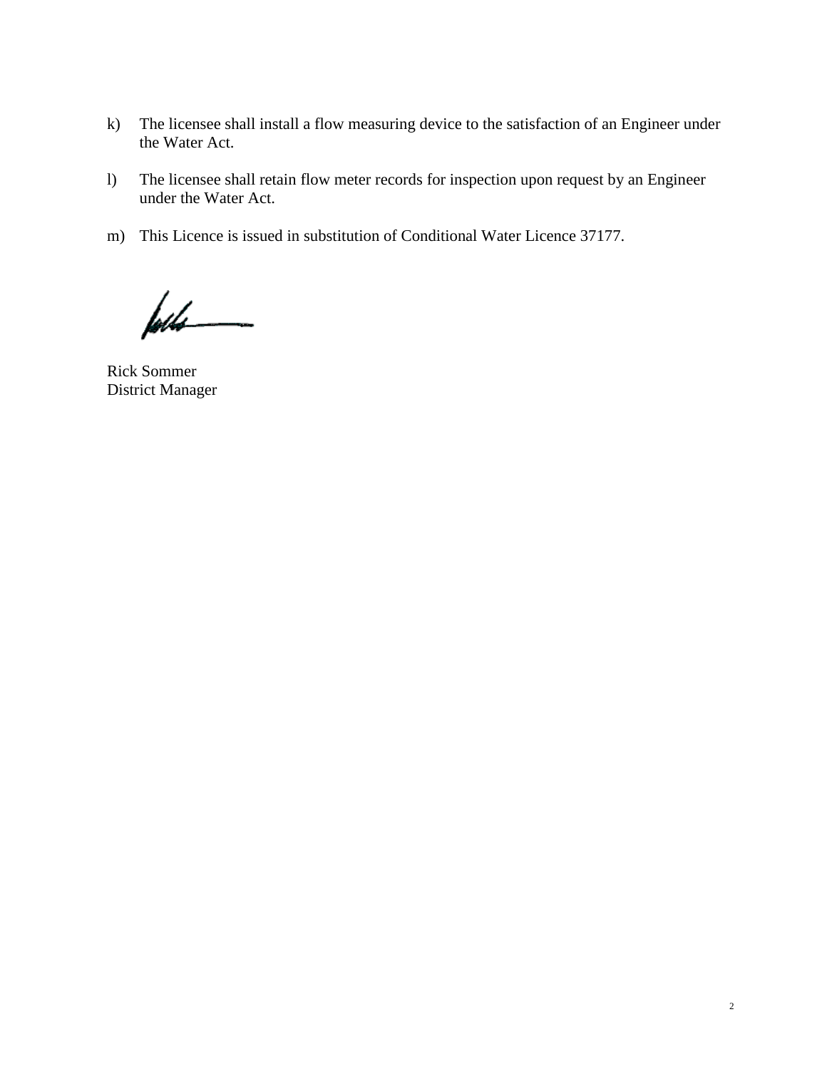k) The licensee shall install a flow measuring device to the satisfaction of an Engineer under the Water Act.

l) The licensee shall retain flow meter records for inspection upon request by an Engineer under the Water Act.

m) This Licence is issued in substitution of Conditional Water Licence 37177.

Rick Sommer
District Manager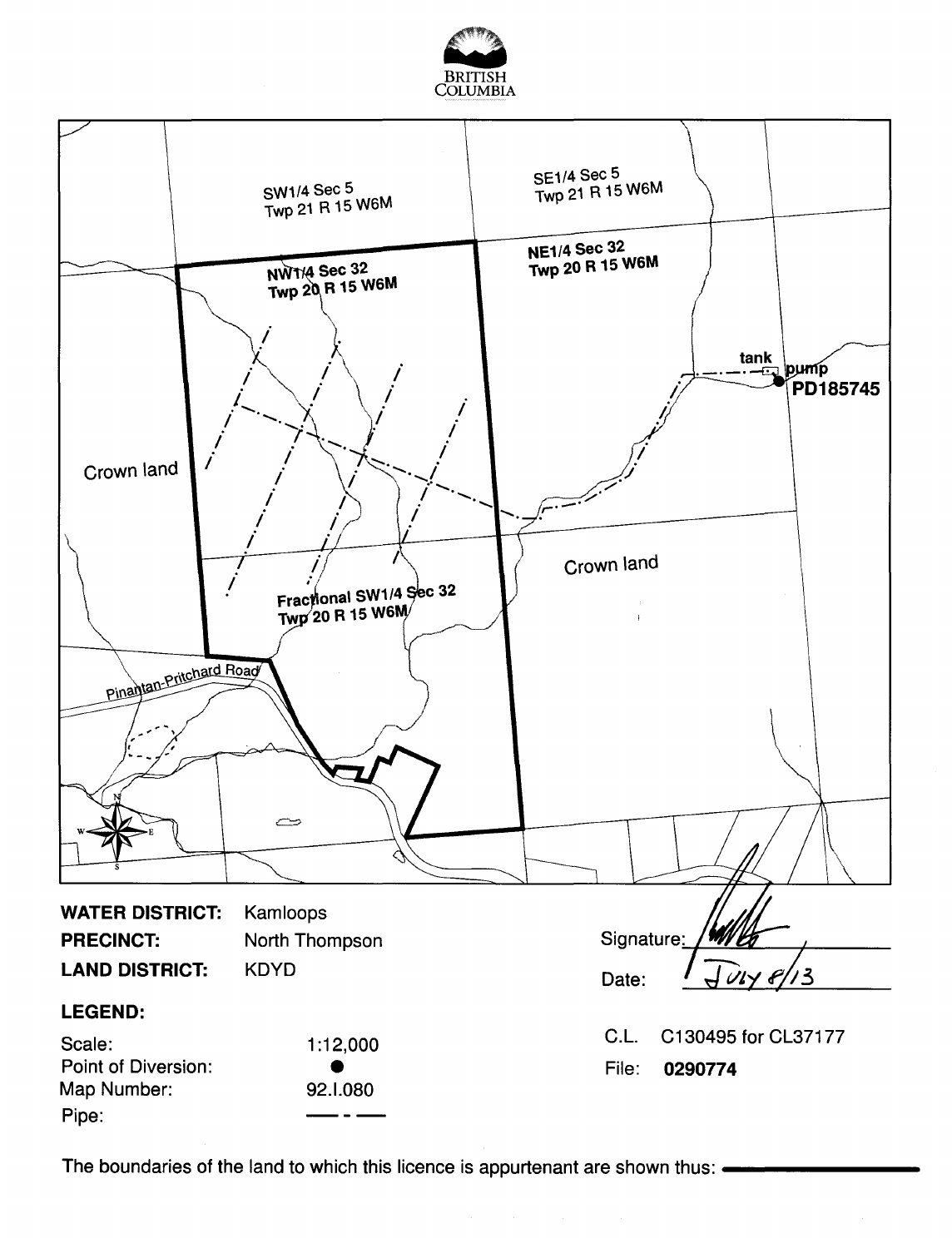BRITISH COLUMBIA

SW1/4 Sec 5
Twp 21 R 15 W6M

SE1/4 Sec 5
Twp 21 R 15 W6M

NW1/4 Sec 32
Twp 20 R 15 W6M

NE1/4 Sec 32
Twp 20 R 15 W6M

tank

pump
PD185745

Crown land

Crown land

Fractional SW1/4 Sec 32
Twp 20 R 15 W6M

Pinantan-Pritchard Road

**WATER DISTRICT:** Kamloops
**PRECINCT:** North Thompson
**LAND DISTRICT:** KDYD

Signature: ________
Date: July 8/13

**LEGEND:**

| | |
|---|---|
| Scale: | 1:12,000 |
| Point of Diversion: | ● |
| Map Number: | 92.I.080 |
| Pipe: | — - — |

C.L. C130495 for CL37177
File: **0290774**

The boundaries of the land to which this licence is appurtenant are shown thus: ————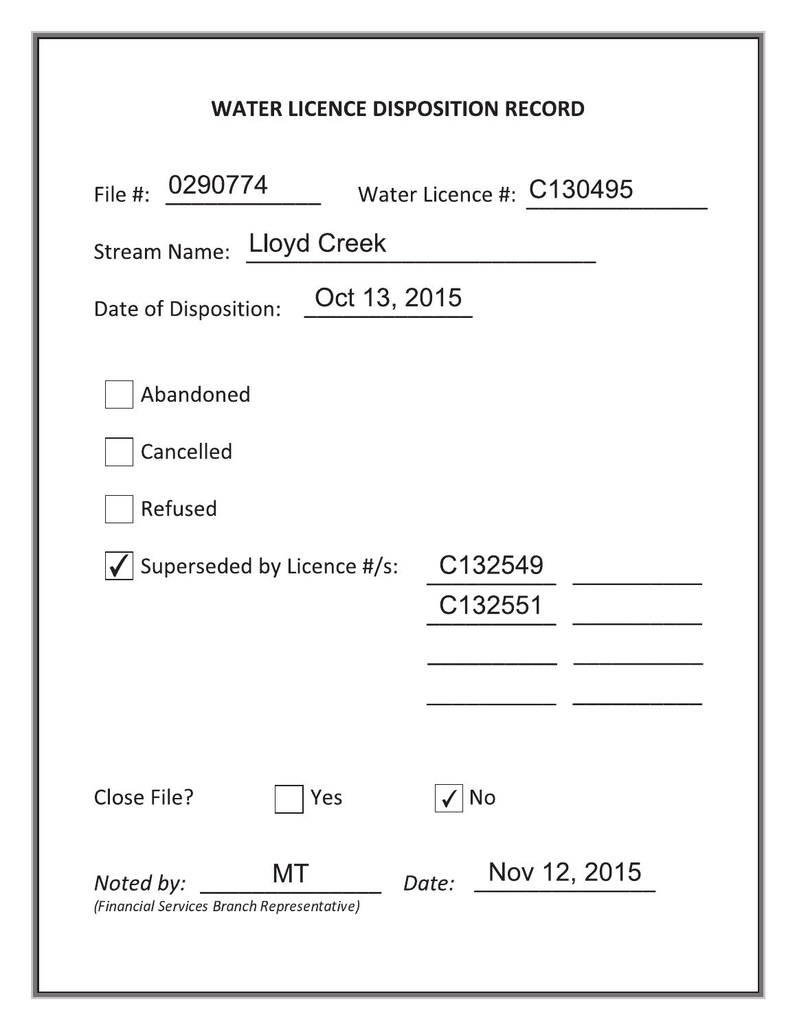# WATER LICENCE DISPOSITION RECORD

File #: 0290774    Water Licence #: C130495

Stream Name: Lloyd Creek

Date of Disposition: Oct 13, 2015

- ☐ Abandoned
- ☐ Cancelled
- ☐ Refused
- ☑ Superseded by Licence #/s: C132549, C132551

Close File? ☐ Yes ☑ No

*Noted by:* MT *Date:* Nov 12, 2015

*(Financial Services Branch Representative)*